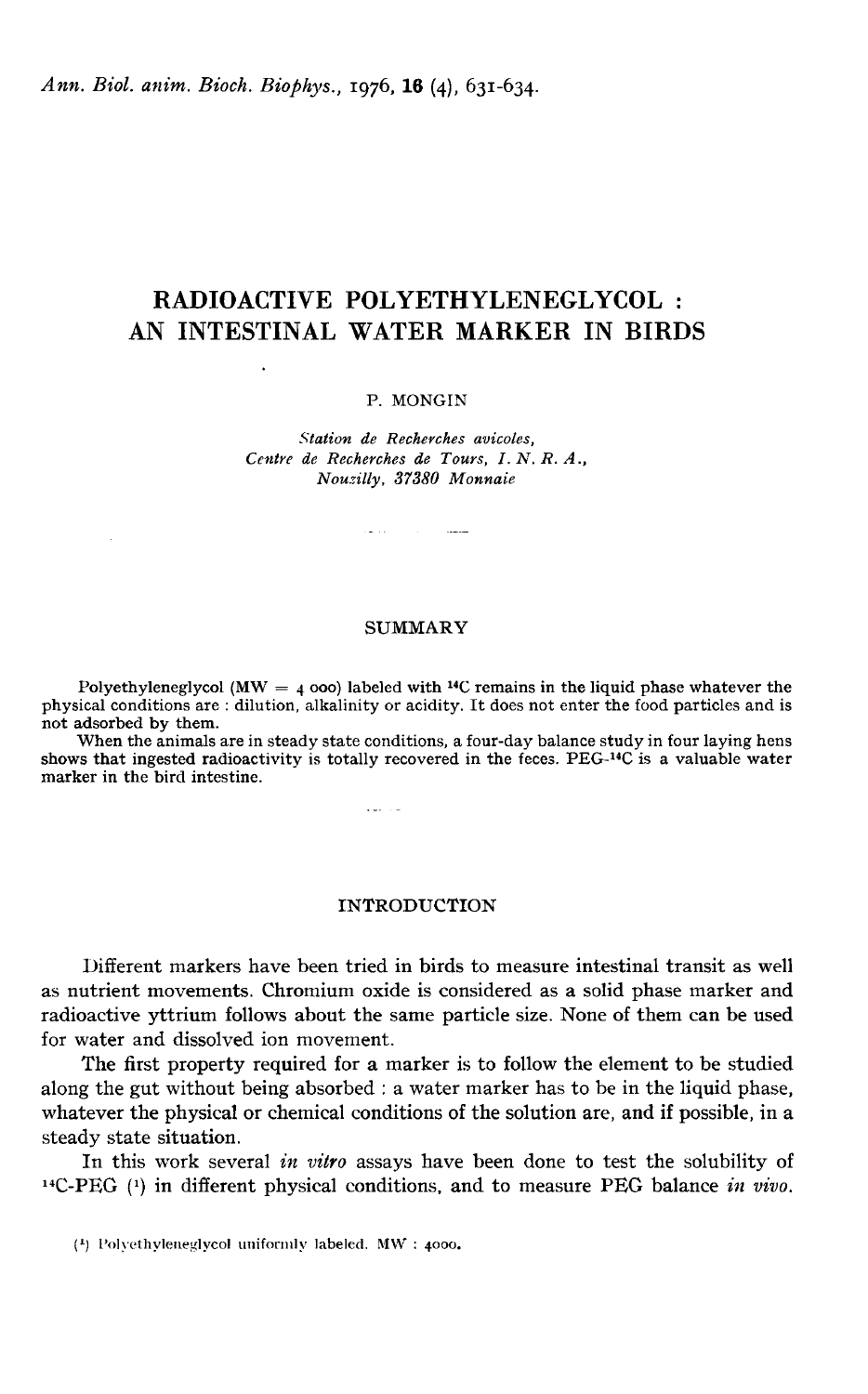# RADIOACTIVE POLYETHYLENEGLYCOL : AN INTESTINAL WATER MARKER IN BIRDS

P. MONGIN

*Station de Recherches avicoles,*
*Centre de Recherches de Tours, I. N. R. A.,*
*Nouzilly, 37380 Monnaie*

## SUMMARY

Polyethyleneglycol (MW = 4 000) labeled with $^{14}C$ remains in the liquid phase whatever the physical conditions are : dilution, alkalinity or acidity. It does not enter the food particles and is not adsorbed by them.

When the animals are in steady state conditions, a four-day balance study in four laying hens shows that ingested radioactivity is totally recovered in the feces. PEG-$^{14}C$ is a valuable water marker in the bird intestine.

## INTRODUCTION

Different markers have been tried in birds to measure intestinal transit as well as nutrient movements. Chromium oxide is considered as a solid phase marker and radioactive yttrium follows about the same particle size. None of them can be used for water and dissolved ion movement.

The first property required for a marker is to follow the element to be studied along the gut without being absorbed : a water marker has to be in the liquid phase, whatever the physical or chemical conditions of the solution are, and if possible, in a steady state situation.

In this work several *in vitro* assays have been done to test the solubility of $^{14}C$-PEG [1] in different physical conditions, and to measure PEG balance *in vivo*.

[1] Polyethyleneglycol uniformly labeled. MW : 4000.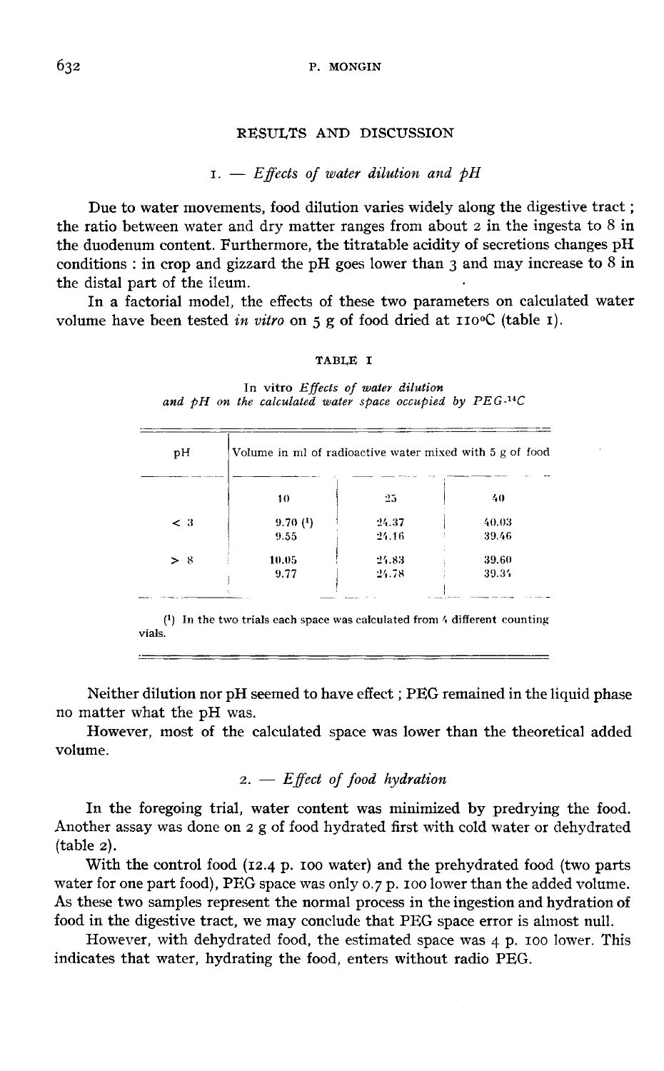## RESULTS AND DISCUSSION

### 1. — *Effects of water dilution and pH*

Due to water movements, food dilution varies widely along the digestive tract; the ratio between water and dry matter ranges from about 2 in the ingesta to 8 in the duodenum content. Furthermore, the titratable acidity of secretions changes pH conditions: in crop and gizzard the pH goes lower than 3 and may increase to 8 in the distal part of the ileum.

In a factorial model, the effects of these two parameters on calculated water volume have been tested *in vitro* on 5 g of food dried at 110°C (table 1).

TABLE I

*In vitro Effects of water dilution and pH on the calculated water space occupied by PEG-$^{14}C$*

| pH | Volume in ml of radioactive water mixed with 5 g of food | | |
|---|---|---|---|
| | 10 | 25 | 40 |
| < 3 | 9.70 [1] | 24.37 | 40.03 |
| | 9.55 | 24.16 | 39.46 |
| > 8 | 10.05 | 24.83 | 39.60 |
| | 9.77 | 24.78 | 39.34 |

[1] In the two trials each space was calculated from 4 different counting vials.

Neither dilution nor pH seemed to have effect; PEG remained in the liquid phase no matter what the pH was.

However, most of the calculated space was lower than the theoretical added volume.

### 2. — *Effect of food hydration*

In the foregoing trial, water content was minimized by predrying the food. Another assay was done on 2 g of food hydrated first with cold water or dehydrated (table 2).

With the control food (12.4 p. 100 water) and the prehydrated food (two parts water for one part food), PEG space was only 0.7 p. 100 lower than the added volume. As these two samples represent the normal process in the ingestion and hydration of food in the digestive tract, we may conclude that PEG space error is almost null.

However, with dehydrated food, the estimated space was 4 p. 100 lower. This indicates that water, hydrating the food, enters without radio PEG.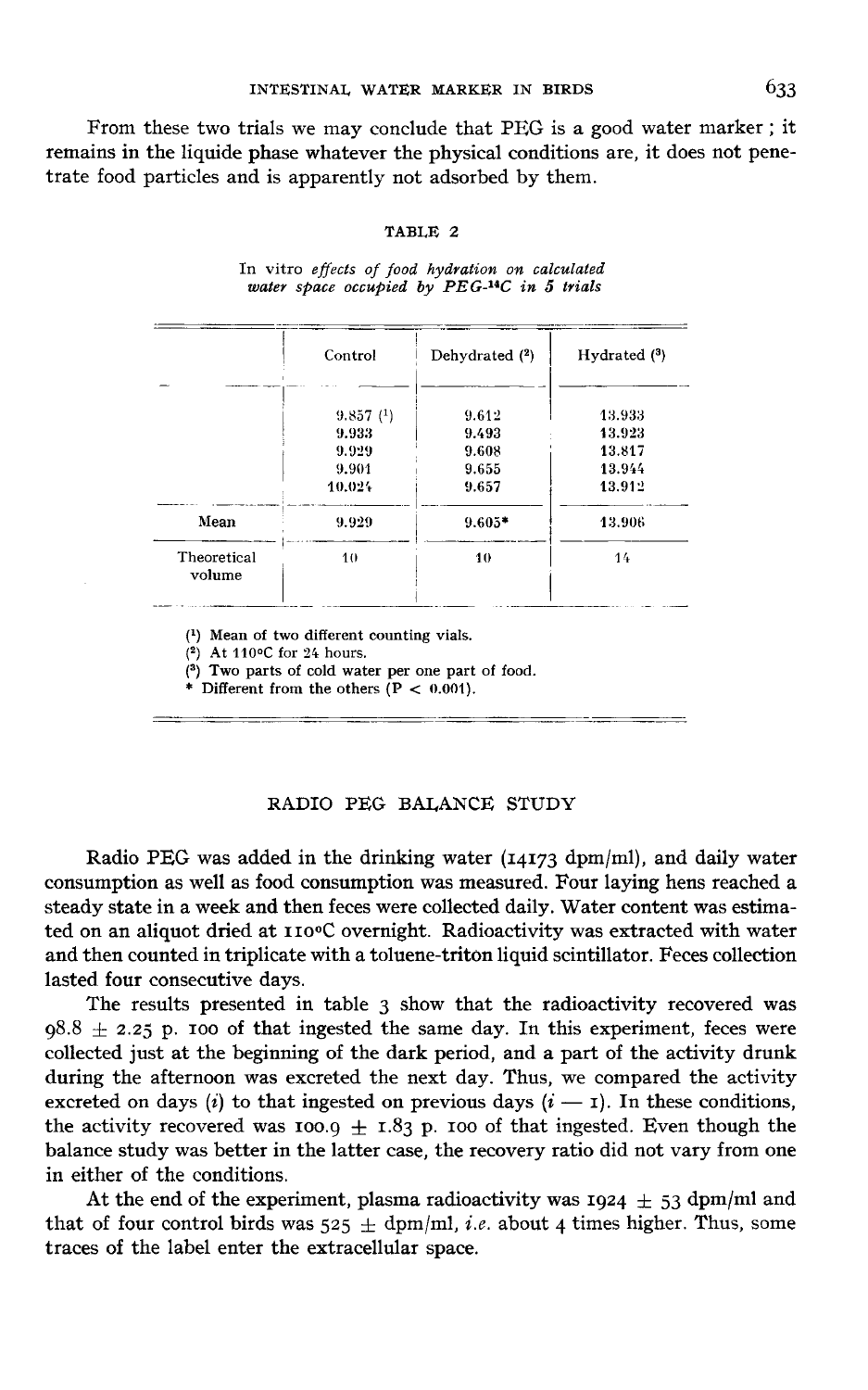From these two trials we may conclude that PEG is a good water marker ; it remains in the liquide phase whatever the physical conditions are, it does not penetrate food particles and is apparently not adsorbed by them.

TABLE 2

In vitro *effects of food hydration on calculated water space occupied by PEG-$^{14}$C in 5 trials*

| | Control | Dehydrated (2) | Hydrated (3) |
|---|---|---|---|
| | 9.857 (1) | 9.612 | 13.933 |
| | 9.933 | 9.493 | 13.923 |
| | 9.929 | 9.608 | 13.817 |
| | 9.901 | 9.655 | 13.944 |
| | 10.024 | 9.657 | 13.912 |
| Mean | 9.929 | 9.605* | 13.906 |
| Theoretical volume | 10 | 10 | 14 |

(1) Mean of two different counting vials.
(2) At 110°C for 24 hours.
(3) Two parts of cold water per one part of food.
\* Different from the others ($P < 0.001$).

## RADIO PEG BALANCE STUDY

Radio PEG was added in the drinking water (14173 dpm/ml), and daily water consumption as well as food consumption was measured. Four laying hens reached a steady state in a week and then feces were collected daily. Water content was estimated on an aliquot dried at 110°C overnight. Radioactivity was extracted with water and then counted in triplicate with a toluene-triton liquid scintillator. Feces collection lasted four consecutive days.

The results presented in table 3 show that the radioactivity recovered was $98.8 \pm 2.25$ p. 100 of that ingested the same day. In this experiment, feces were collected just at the beginning of the dark period, and a part of the activity drunk during the afternoon was excreted the next day. Thus, we compared the activity excreted on days ($i$) to that ingested on previous days ($i - 1$). In these conditions, the activity recovered was $100.9 \pm 1.83$ p. 100 of that ingested. Even though the balance study was better in the latter case, the recovery ratio did not vary from one in either of the conditions.

At the end of the experiment, plasma radioactivity was $1924 \pm 53$ dpm/ml and that of four control birds was $525 \pm$ dpm/ml, *i.e.* about 4 times higher. Thus, some traces of the label enter the extracellular space.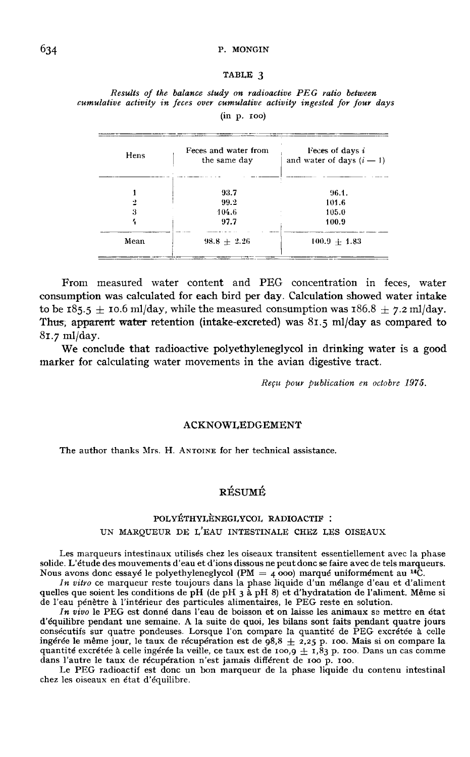TABLE 3

*Results of the balance study on radioactive PEG ratio between cumulative activity in feces over cumulative activity ingested for four days*

(in p. 100)

| Hens | Feces and water from the same day | Feces of days $i$ and water of days $(i - 1)$ |
|---|---|---|
| 1 | 93.7 | 96.1 |
| 2 | 99.2 | 101.6 |
| 3 | 104.6 | 105.0 |
| 4 | 97.7 | 100.9 |
| Mean | $98.8 \pm 2.26$ | $100.9 \pm 1.83$ |

From measured water content and PEG concentration in feces, water consumption was calculated for each bird per day. Calculation showed water intake to be $185.5 \pm 10.6$ ml/day, while the measured consumption was $186.8 \pm 7.2$ ml/day. Thus, apparent water retention (intake-excreted) was 81.5 ml/day as compared to 81.7 ml/day.

We conclude that radioactive polyethyleneglycol in drinking water is a good marker for calculating water movements in the avian digestive tract.

*Reçu pour publication en octobre 1975.*

## ACKNOWLEDGEMENT

The author thanks Mrs. H. ANTOINE for her technical assistance.

## RÉSUMÉ

### POLYÉTHYLÈNEGLYCOL RADIOACTIF : UN MARQUEUR DE L'EAU INTESTINALE CHEZ LES OISEAUX

Les marqueurs intestinaux utilisés chez les oiseaux transitent essentiellement avec la phase solide. L'étude des mouvements d'eau et d'ions dissous ne peut donc se faire avec de tels marqueurs. Nous avons donc essayé le polyethyleneglycol (PM = 4 000) marqué uniformément au $^{14}C$.

*In vitro* ce marqueur reste toujours dans la phase liquide d'un mélange d'eau et d'aliment quelles que soient les conditions de pH (de pH 3 à pH 8) et d'hydratation de l'aliment. Même si de l'eau pénètre à l'intérieur des particules alimentaires, le PEG reste en solution.

*In vivo* le PEG est donné dans l'eau de boisson et on laisse les animaux se mettre en état d'équilibre pendant une semaine. A la suite de quoi, les bilans sont faits pendant quatre jours consécutifs sur quatre pondeuses. Lorsque l'on compare la quantité de PEG excrétée à celle ingérée le même jour, le taux de récupération est de $98,8 \pm 2,25$ p. 100. Mais si on compare la quantité excrétée à celle ingérée la veille, ce taux est de $100,9 \pm 1,83$ p. 100. Dans un cas comme dans l'autre le taux de récupération n'est jamais différent de 100 p. 100.

Le PEG radioactif est donc un bon marqueur de la phase liquide du contenu intestinal chez les oiseaux en état d'équilibre.